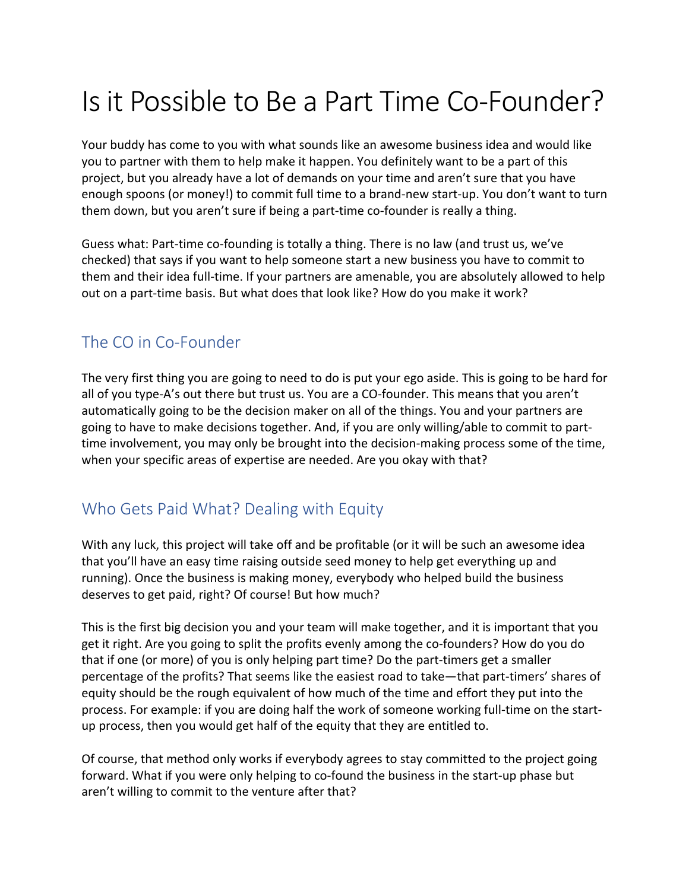# Is it Possible to Be a Part Time Co-Founder?

Your buddy has come to you with what sounds like an awesome business idea and would like you to partner with them to help make it happen. You definitely want to be a part of this project, but you already have a lot of demands on your time and aren't sure that you have enough spoons (or money!) to commit full time to a brand-new start-up. You don't want to turn them down, but you aren't sure if being a part-time co-founder is really a thing.

Guess what: Part-time co-founding is totally a thing. There is no law (and trust us, we've checked) that says if you want to help someone start a new business you have to commit to them and their idea full-time. If your partners are amenable, you are absolutely allowed to help out on a part-time basis. But what does that look like? How do you make it work?

## The CO in Co-Founder

The very first thing you are going to need to do is put your ego aside. This is going to be hard for all of you type-A's out there but trust us. You are a CO-founder. This means that you aren't automatically going to be the decision maker on all of the things. You and your partners are going to have to make decisions together. And, if you are only willing/able to commit to part-time involvement, you may only be brought into the decision-making process some of the time, when your specific areas of expertise are needed. Are you okay with that?

## Who Gets Paid What? Dealing with Equity

With any luck, this project will take off and be profitable (or it will be such an awesome idea that you'll have an easy time raising outside seed money to help get everything up and running). Once the business is making money, everybody who helped build the business deserves to get paid, right? Of course! But how much?

This is the first big decision you and your team will make together, and it is important that you get it right. Are you going to split the profits evenly among the co-founders? How do you do that if one (or more) of you is only helping part time? Do the part-timers get a smaller percentage of the profits? That seems like the easiest road to take—that part-timers' shares of equity should be the rough equivalent of how much of the time and effort they put into the process. For example: if you are doing half the work of someone working full-time on the start-up process, then you would get half of the equity that they are entitled to.

Of course, that method only works if everybody agrees to stay committed to the project going forward. What if you were only helping to co-found the business in the start-up phase but aren't willing to commit to the venture after that?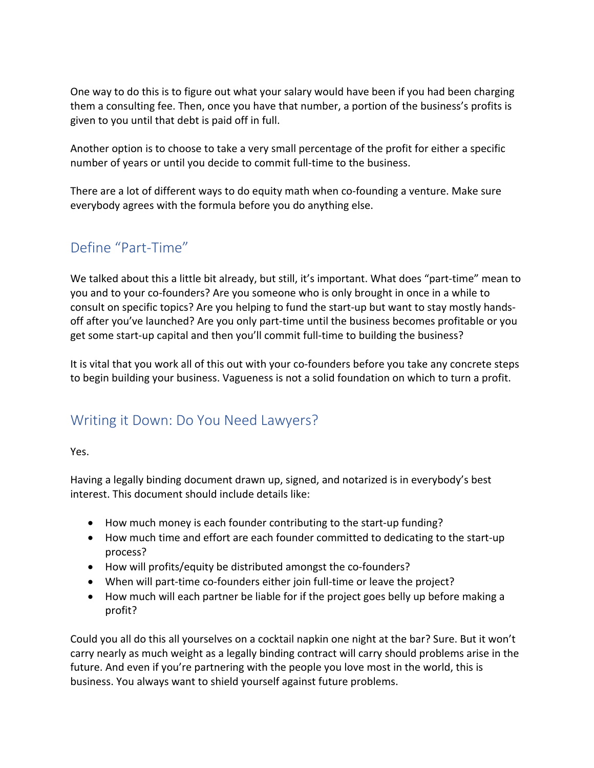One way to do this is to figure out what your salary would have been if you had been charging them a consulting fee. Then, once you have that number, a portion of the business's profits is given to you until that debt is paid off in full.

Another option is to choose to take a very small percentage of the profit for either a specific number of years or until you decide to commit full-time to the business.

There are a lot of different ways to do equity math when co-founding a venture. Make sure everybody agrees with the formula before you do anything else.

## Define "Part-Time"

We talked about this a little bit already, but still, it's important. What does "part-time" mean to you and to your co-founders? Are you someone who is only brought in once in a while to consult on specific topics? Are you helping to fund the start-up but want to stay mostly hands-off after you've launched? Are you only part-time until the business becomes profitable or you get some start-up capital and then you'll commit full-time to building the business?

It is vital that you work all of this out with your co-founders before you take any concrete steps to begin building your business. Vagueness is not a solid foundation on which to turn a profit.

## Writing it Down: Do You Need Lawyers?

Yes.

Having a legally binding document drawn up, signed, and notarized is in everybody's best interest. This document should include details like:

- How much money is each founder contributing to the start-up funding?
- How much time and effort are each founder committed to dedicating to the start-up process?
- How will profits/equity be distributed amongst the co-founders?
- When will part-time co-founders either join full-time or leave the project?
- How much will each partner be liable for if the project goes belly up before making a profit?

Could you all do this all yourselves on a cocktail napkin one night at the bar? Sure. But it won't carry nearly as much weight as a legally binding contract will carry should problems arise in the future. And even if you're partnering with the people you love most in the world, this is business. You always want to shield yourself against future problems.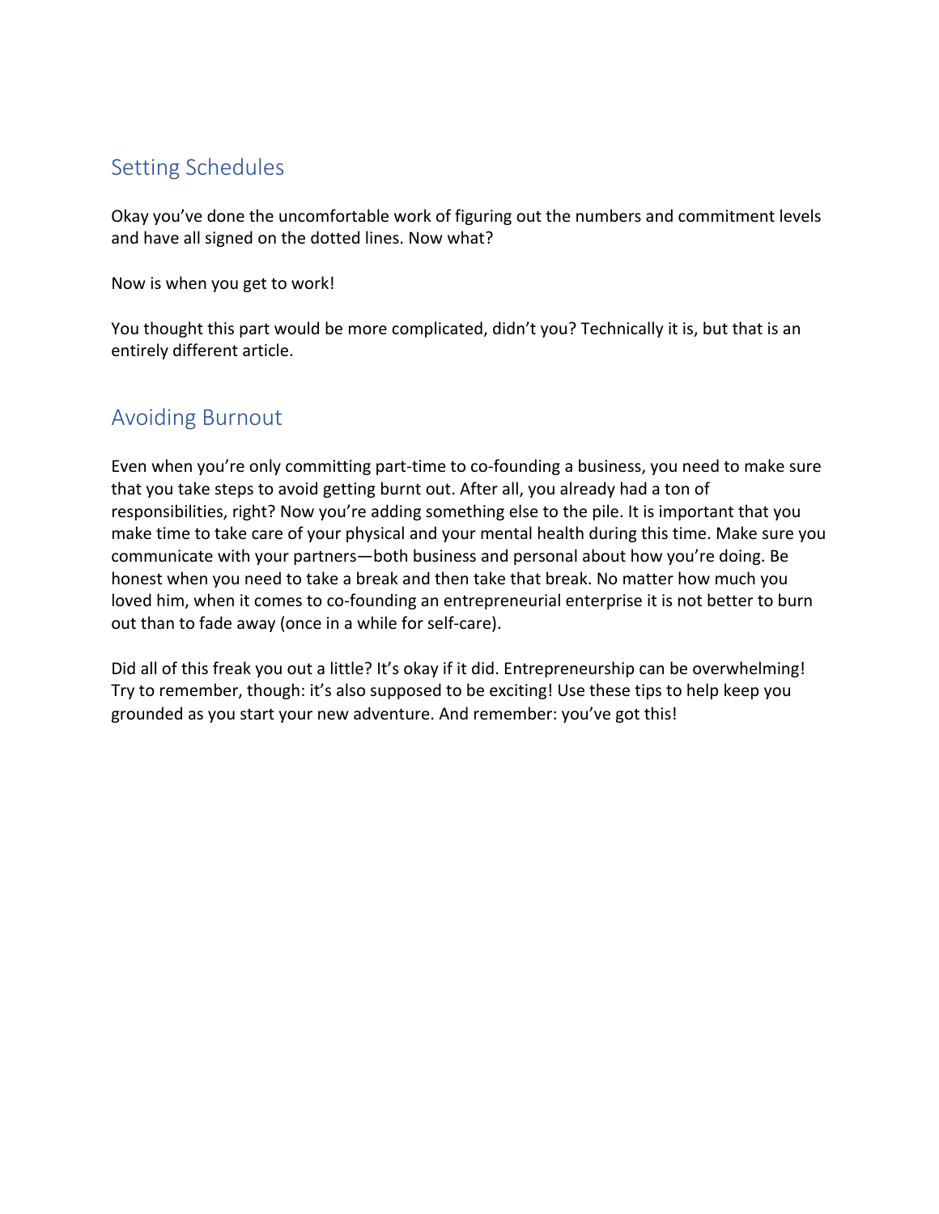## Setting Schedules

Okay you've done the uncomfortable work of figuring out the numbers and commitment levels and have all signed on the dotted lines. Now what?

Now is when you get to work!

You thought this part would be more complicated, didn't you? Technically it is, but that is an entirely different article.

## Avoiding Burnout

Even when you're only committing part-time to co-founding a business, you need to make sure that you take steps to avoid getting burnt out. After all, you already had a ton of responsibilities, right? Now you're adding something else to the pile. It is important that you make time to take care of your physical and your mental health during this time. Make sure you communicate with your partners—both business and personal about how you're doing. Be honest when you need to take a break and then take that break. No matter how much you loved him, when it comes to co-founding an entrepreneurial enterprise it is not better to burn out than to fade away (once in a while for self-care).

Did all of this freak you out a little? It's okay if it did. Entrepreneurship can be overwhelming! Try to remember, though: it's also supposed to be exciting! Use these tips to help keep you grounded as you start your new adventure. And remember: you've got this!